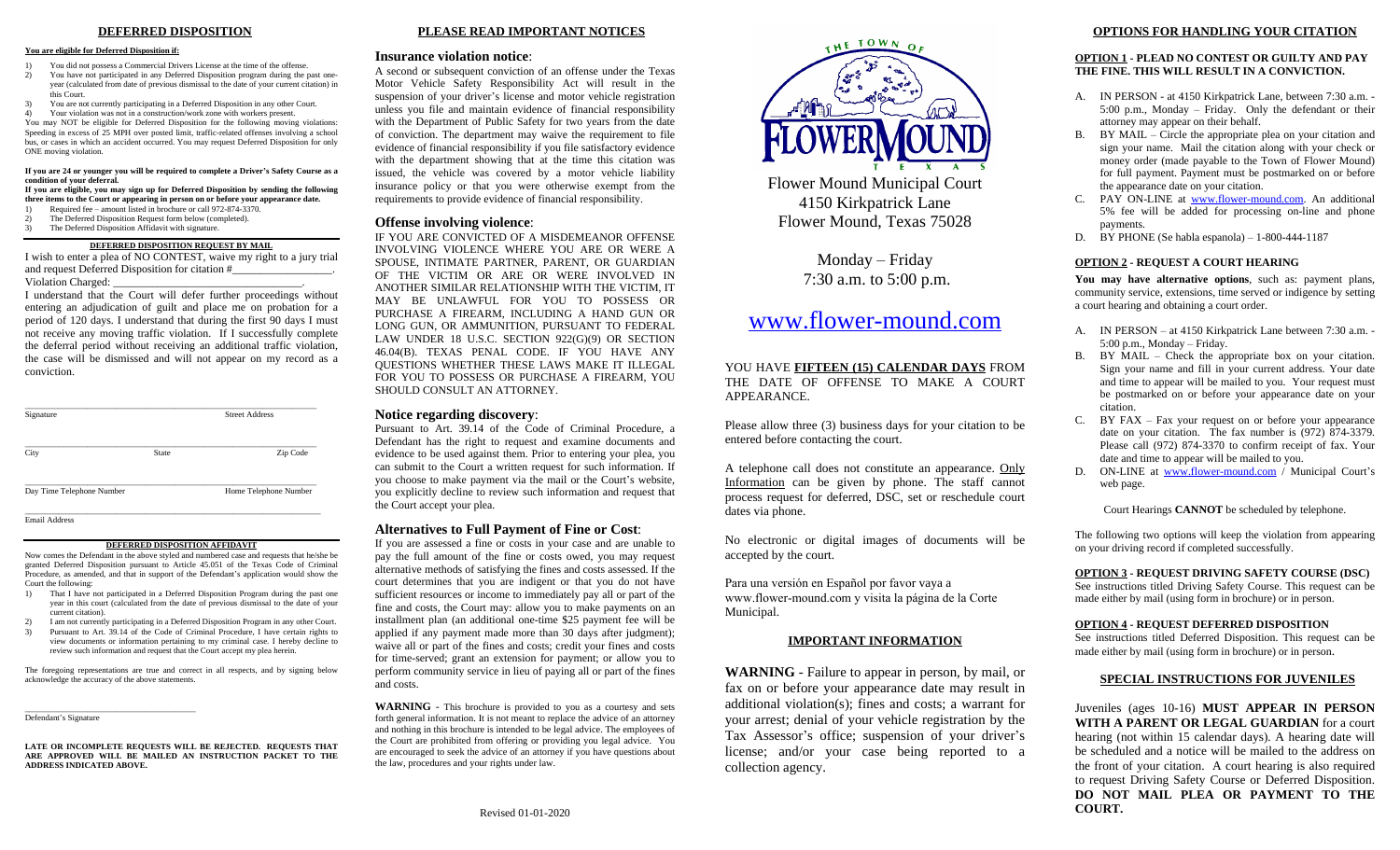## DEFERRED DISPOSITION

**You are eligible for Deferred Disposition if:**

1) You did not possess a Commercial Drivers License at the time of the offense.
2) You have not participated in any Deferred Disposition program during the past one-year (calculated from date of previous dismissal to the date of your current citation) in this Court.
3) You are not currently participating in a Deferred Disposition in any other Court.
4) Your violation was not in a construction/work zone with workers present.

You may NOT be eligible for Deferred Disposition for the following moving violations: Speeding in excess of 25 MPH over posted limit, traffic-related offenses involving a school bus, or cases in which an accident occurred. You may request Deferred Disposition for only ONE moving violation.

**If you are 24 or younger you will be required to complete a Driver's Safety Course as a condition of your deferral.**

**If you are eligible, you may sign up for Deferred Disposition by sending the following three items to the Court or appearing in person on or before your appearance date.**

1) Required fee – amount listed in brochure or call 972-874-3370.
2) The Deferred Disposition Request form below (completed).
3) The Deferred Disposition Affidavit with signature.

### DEFERRED DISPOSITION REQUEST BY MAIL

I wish to enter a plea of NO CONTEST, waive my right to a jury trial and request Deferred Disposition for citation #_________________.
Violation Charged: _________________________________.

I understand that the Court will defer further proceedings without entering an adjudication of guilt and place me on probation for a period of 120 days. I understand that during the first 90 days I must not receive any moving traffic violation. If I successfully complete the deferral period without receiving an additional traffic violation, the case will be dismissed and will not appear on my record as a conviction.

Signature ____________________ Street Address ____________________

City ____________ State ____________ Zip Code ____________

Day Time Telephone Number ____________________ Home Telephone Number ____________________

Email Address ____________________

### DEFERRED DISPOSITION AFFIDAVIT

Now comes the Defendant in the above styled and numbered case and requests that he/she be granted Deferred Disposition pursuant to Article 45.051 of the Texas Code of Criminal Procedure, as amended, and that in support of the Defendant's application would show the Court the following:

1) That I have not participated in a Deferred Disposition Program during the past one year in this court (calculated from the date of previous dismissal to the date of your current citation).
2) I am not currently participating in a Deferred Disposition Program in any other Court.
3) Pursuant to Art. 39.14 of the Code of Criminal Procedure, I have certain rights to view documents or information pertaining to my criminal case. I hereby decline to review such information and request that the Court accept my plea herein.

The foregoing representations are true and correct in all respects, and by signing below acknowledge the accuracy of the above statements.

______________________________
Defendant's Signature

**LATE OR INCOMPLETE REQUESTS WILL BE REJECTED. REQUESTS THAT ARE APPROVED WILL BE MAILED AN INSTRUCTION PACKET TO THE ADDRESS INDICATED ABOVE.**

## PLEASE READ IMPORTANT NOTICES

### Insurance violation notice:

A second or subsequent conviction of an offense under the Texas Motor Vehicle Safety Responsibility Act will result in the suspension of your driver's license and motor vehicle registration unless you file and maintain evidence of financial responsibility with the Department of Public Safety for two years from the date of conviction. The department may waive the requirement to file evidence of financial responsibility if you file satisfactory evidence with the department showing that at the time this citation was issued, the vehicle was covered by a motor vehicle liability insurance policy or that you were otherwise exempt from the requirements to provide evidence of financial responsibility.

### Offense involving violence:

IF YOU ARE CONVICTED OF A MISDEMEANOR OFFENSE INVOLVING VIOLENCE WHERE YOU ARE OR WERE A SPOUSE, INTIMATE PARTNER, PARENT, OR GUARDIAN OF THE VICTIM OR ARE OR WERE INVOLVED IN ANOTHER SIMILAR RELATIONSHIP WITH THE VICTIM, IT MAY BE UNLAWFUL FOR YOU TO POSSESS OR PURCHASE A FIREARM, INCLUDING A HAND GUN OR LONG GUN, OR AMMUNITION, PURSUANT TO FEDERAL LAW UNDER 18 U.S.C. SECTION 922(G)(9) OR SECTION 46.04(B). TEXAS PENAL CODE. IF YOU HAVE ANY QUESTIONS WHETHER THESE LAWS MAKE IT ILLEGAL FOR YOU TO POSSESS OR PURCHASE A FIREARM, YOU SHOULD CONSULT AN ATTORNEY.

### Notice regarding discovery:

Pursuant to Art. 39.14 of the Code of Criminal Procedure, a Defendant has the right to request and examine documents and evidence to be used against them. Prior to entering your plea, you can submit to the Court a written request for such information. If you choose to make payment via the mail or the Court's website, you explicitly decline to review such information and request that the Court accept your plea.

### Alternatives to Full Payment of Fine or Cost:

If you are assessed a fine or costs in your case and are unable to pay the full amount of the fine or costs owed, you may request alternative methods of satisfying the fines and costs assessed. If the court determines that you are indigent or that you do not have sufficient resources or income to immediately pay all or part of the fine and costs, the Court may: allow you to make payments on an installment plan (an additional one-time $25 payment fee will be applied if any payment made more than 30 days after judgment); waive all or part of the fines and costs; credit your fines and costs for time-served; grant an extension for payment; or allow you to perform community service in lieu of paying all or part of the fines and costs.

**WARNING** - This brochure is provided to you as a courtesy and sets forth general information. It is not meant to replace the advice of an attorney and nothing in this brochure is intended to be legal advice. The employees of the Court are prohibited from offering or providing you legal advice. You are encouraged to seek the advice of an attorney if you have questions about the law, procedures and your rights under law.

THE TOWN OF FLOWER MOUND TEXAS

Flower Mound Municipal Court
4150 Kirkpatrick Lane
Flower Mound, Texas 75028

Monday – Friday
7:30 a.m. to 5:00 p.m.

# www.flower-mound.com

YOU HAVE **FIFTEEN (15) CALENDAR DAYS** FROM THE DATE OF OFFENSE TO MAKE A COURT APPEARANCE.

Please allow three (3) business days for your citation to be entered before contacting the court.

A telephone call does not constitute an appearance. Only Information can be given by phone. The staff cannot process request for deferred, DSC, set or reschedule court dates via phone.

No electronic or digital images of documents will be accepted by the court.

Para una versión en Español por favor vaya a www.flower-mound.com y visita la página de la Corte Municipal.

### IMPORTANT INFORMATION

**WARNING** - Failure to appear in person, by mail, or fax on or before your appearance date may result in additional violation(s); fines and costs; a warrant for your arrest; denial of your vehicle registration by the Tax Assessor's office; suspension of your driver's license; and/or your case being reported to a collection agency.

Revised 01-01-2020

## OPTIONS FOR HANDLING YOUR CITATION

### OPTION 1 - PLEAD NO CONTEST OR GUILTY AND PAY THE FINE. THIS WILL RESULT IN A CONVICTION.

A. IN PERSON - at 4150 Kirkpatrick Lane, between 7:30 a.m. - 5:00 p.m., Monday – Friday. Only the defendant or their attorney may appear on their behalf.
B. BY MAIL – Circle the appropriate plea on your citation and sign your name. Mail the citation along with your check or money order (made payable to the Town of Flower Mound) for full payment. Payment must be postmarked on or before the appearance date on your citation.
C. PAY ON-LINE at www.flower-mound.com. An additional 5% fee will be added for processing on-line and phone payments.
D. BY PHONE (Se habla espanola) – 1-800-444-1187

### OPTION 2 - REQUEST A COURT HEARING

**You may have alternative options**, such as: payment plans, community service, extensions, time served or indigence by setting a court hearing and obtaining a court order.

A. IN PERSON – at 4150 Kirkpatrick Lane between 7:30 a.m. - 5:00 p.m., Monday – Friday.
B. BY MAIL – Check the appropriate box on your citation. Sign your name and fill in your current address. Your date and time to appear will be mailed to you. Your request must be postmarked on or before your appearance date on your citation.
C. BY FAX – Fax your request on or before your appearance date on your citation. The fax number is (972) 874-3379. Please call (972) 874-3370 to confirm receipt of fax. Your date and time to appear will be mailed to you.
D. ON-LINE at www.flower-mound.com / Municipal Court's web page.

Court Hearings **CANNOT** be scheduled by telephone.

The following two options will keep the violation from appearing on your driving record if completed successfully.

### OPTION 3 - REQUEST DRIVING SAFETY COURSE (DSC)

See instructions titled Driving Safety Course. This request can be made either by mail (using form in brochure) or in person.

### OPTION 4 - REQUEST DEFERRED DISPOSITION

See instructions titled Deferred Disposition. This request can be made either by mail (using form in brochure) or in person.

### SPECIAL INSTRUCTIONS FOR JUVENILES

Juveniles (ages 10-16) **MUST APPEAR IN PERSON WITH A PARENT OR LEGAL GUARDIAN** for a court hearing (not within 15 calendar days). A hearing date will be scheduled and a notice will be mailed to the address on the front of your citation. A court hearing is also required to request Driving Safety Course or Deferred Disposition. **DO NOT MAIL PLEA OR PAYMENT TO THE COURT.**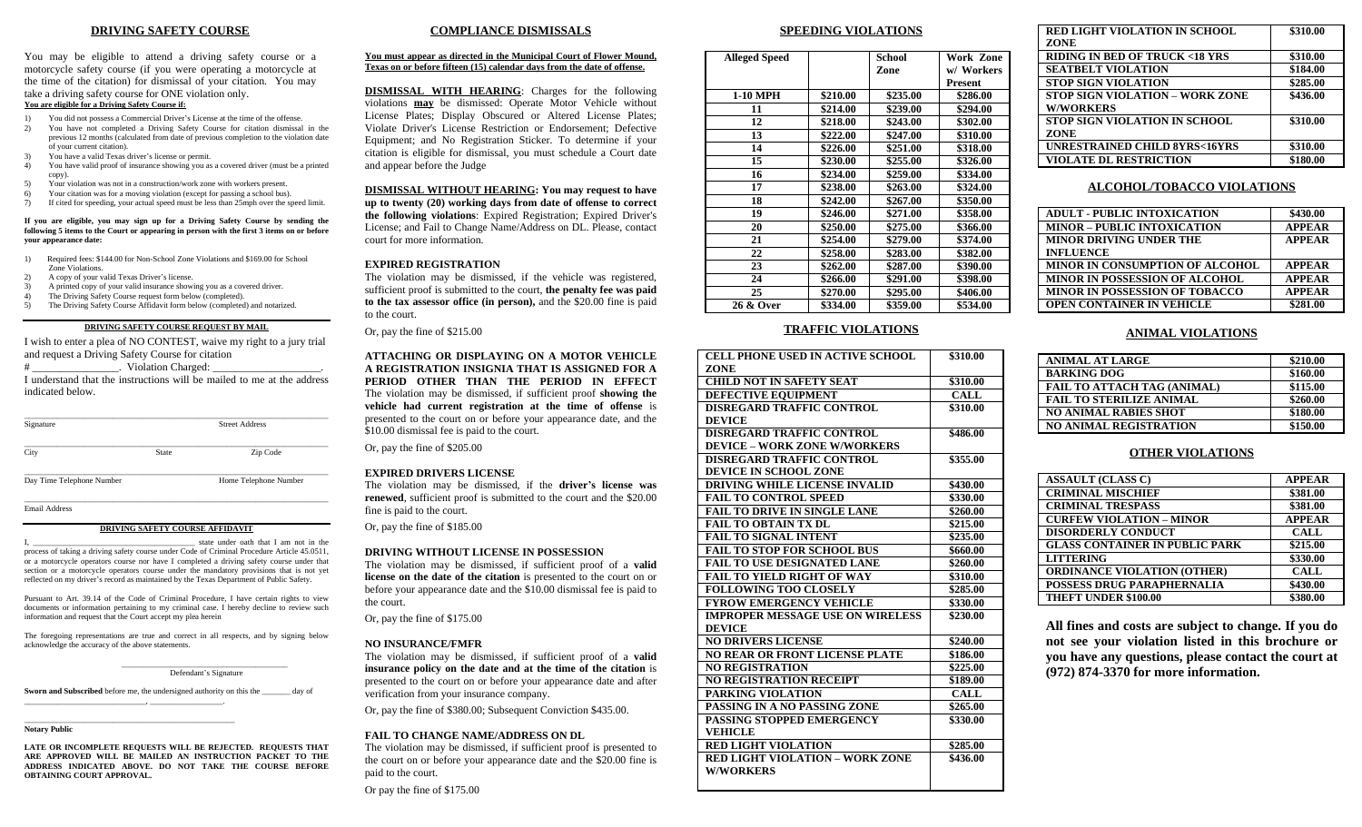## DRIVING SAFETY COURSE

You may be eligible to attend a driving safety course or a motorcycle safety course (if you were operating a motorcycle at the time of the citation) for dismissal of your citation. You may take a driving safety course for ONE violation only.

**You are eligible for a Driving Safety Course if:**

1) You did not possess a Commercial Driver's License at the time of the offense.
2) You have not completed a Driving Safety Course for citation dismissal in the previous 12 months (calculated from date of previous completion to the violation date of your current citation).
3) You have a valid Texas driver's license or permit.
4) You have valid proof of insurance showing you as a covered driver (must be a printed copy).
5) Your violation was not in a construction/work zone with workers present.
6) Your citation was for a moving violation (except for passing a school bus).
7) If cited for speeding, your actual speed must be less than 25mph over the speed limit.

**If you are eligible, you may sign up for a Driving Safety Course by sending the following 5 items to the Court or appearing in person with the first 3 items on or before your appearance date:**

1) Required fees: $144.00 for Non-School Zone Violations and $169.00 for School Zone Violations.
2) A copy of your valid Texas Driver's license.
3) A printed copy of your valid insurance showing you as a covered driver.
4) The Driving Safety Course request form below (completed).
5) The Driving Safety Course Affidavit form below (completed) and notarized.

### DRIVING SAFETY COURSE REQUEST BY MAIL

I wish to enter a plea of NO CONTEST, waive my right to a jury trial and request a Driving Safety Course for citation

# ______________. Violation Charged: __________________.

I understand that the instructions will be mailed to me at the address indicated below.

Signature ____________ Street Address ____________

City ____________ State ____________ Zip Code ____________

Day Time Telephone Number ____________ Home Telephone Number ____________

Email Address ____________

### DRIVING SAFETY COURSE AFFIDAVIT

I, ______________________________ state under oath that I am not in the process of taking a driving safety course under Code of Criminal Procedure Article 45.0511, or a motorcycle operators course nor have I completed a driving safety course under that section or a motorcycle operators course with the mandatory provisions that is not yet reflected on my driver's record as maintained by the Texas Department of Public Safety.

Pursuant to Art. 39.14 of the Code of Criminal Procedure, I have certain rights to view documents or information pertaining to my criminal case. I hereby decline to review such information and request that the Court accept my plea herein

The foregoing representations are true and correct in all respects, and by signing below acknowledge the accuracy of the above statements.

______________________________
Defendant's Signature

**Sworn and Subscribed** before me, the undersigned authority on this the _______ day of ____________, ____________.

______________________________
**Notary Public**

**LATE OR INCOMPLETE REQUESTS WILL BE REJECTED. REQUESTS THAT ARE APPROVED WILL BE MAILED AN INSTRUCTION PACKET TO THE ADDRESS INDICATED ABOVE. DO NOT TAKE THE COURSE BEFORE OBTAINING COURT APPROVAL.**

## COMPLIANCE DISMISSALS

**You must appear as directed in the Municipal Court of Flower Mound, Texas on or before fifteen (15) calendar days from the date of offense.**

**DISMISSAL WITH HEARING**: Charges for the following violations **may** be dismissed: Operate Motor Vehicle without License Plates; Display Obscured or Altered License Plates; Violate Driver's License Restriction or Endorsement; Defective Equipment; and No Registration Sticker. To determine if your citation is eligible for dismissal, you must schedule a Court date and appear before the Judge

**DISMISSAL WITHOUT HEARING: You may request to have up to twenty (20) working days from date of offense to correct the following violations**: Expired Registration; Expired Driver's License; and Fail to Change Name/Address on DL. Please, contact court for more information.

**EXPIRED REGISTRATION**

The violation may be dismissed, if the vehicle was registered, sufficient proof is submitted to the court, **the penalty fee was paid to the tax assessor office (in person),** and the $20.00 fine is paid to the court.

Or, pay the fine of $215.00

**ATTACHING OR DISPLAYING ON A MOTOR VEHICLE A REGISTRATION INSIGNIA THAT IS ASSIGNED FOR A PERIOD OTHER THAN THE PERIOD IN EFFECT** The violation may be dismissed, if sufficient proof **showing the vehicle had current registration at the time of offense** is presented to the court on or before your appearance date, and the $10.00 dismissal fee is paid to the court.

Or, pay the fine of $205.00

**EXPIRED DRIVERS LICENSE**

The violation may be dismissed, if the **driver's license was renewed**, sufficient proof is submitted to the court and the $20.00 fine is paid to the court.

Or, pay the fine of $185.00

**DRIVING WITHOUT LICENSE IN POSSESSION**

The violation may be dismissed, if sufficient proof of a **valid license on the date of the citation** is presented to the court on or before your appearance date and the $10.00 dismissal fee is paid to the court.

Or, pay the fine of $175.00

**NO INSURANCE/FMFR**

The violation may be dismissed, if sufficient proof of a **valid insurance policy on the date and at the time of the citation** is presented to the court on or before your appearance date and after verification from your insurance company.

Or, pay the fine of $380.00; Subsequent Conviction $435.00.

**FAIL TO CHANGE NAME/ADDRESS ON DL**

The violation may be dismissed, if sufficient proof is presented to the court on or before your appearance date and the $20.00 fine is paid to the court.

Or pay the fine of $175.00

## SPEEDING VIOLATIONS

| Alleged Speed | | School Zone | Work Zone w/ Workers Present |
|---|---|---|---|
| 1-10 MPH | $210.00 | $235.00 | $286.00 |
| 11 | $214.00 | $239.00 | $294.00 |
| 12 | $218.00 | $243.00 | $302.00 |
| 13 | $222.00 | $247.00 | $310.00 |
| 14 | $226.00 | $251.00 | $318.00 |
| 15 | $230.00 | $255.00 | $326.00 |
| 16 | $234.00 | $259.00 | $334.00 |
| 17 | $238.00 | $263.00 | $324.00 |
| 18 | $242.00 | $267.00 | $350.00 |
| 19 | $246.00 | $271.00 | $358.00 |
| 20 | $250.00 | $275.00 | $366.00 |
| 21 | $254.00 | $279.00 | $374.00 |
| 22 | $258.00 | $283.00 | $382.00 |
| 23 | $262.00 | $287.00 | $390.00 |
| 24 | $266.00 | $291.00 | $398.00 |
| 25 | $270.00 | $295.00 | $406.00 |
| 26 & Over | $334.00 | $359.00 | $534.00 |

## TRAFFIC VIOLATIONS

| | |
|---|---|
| CELL PHONE USED IN ACTIVE SCHOOL ZONE | $310.00 |
| CHILD NOT IN SAFETY SEAT | $310.00 |
| DEFECTIVE EQUIPMENT | CALL |
| DISREGARD TRAFFIC CONTROL DEVICE | $310.00 |
| DISREGARD TRAFFIC CONTROL DEVICE – WORK ZONE W/WORKERS | $486.00 |
| DISREGARD TRAFFIC CONTROL DEVICE IN SCHOOL ZONE | $355.00 |
| DRIVING WHILE LICENSE INVALID | $430.00 |
| FAIL TO CONTROL SPEED | $330.00 |
| FAIL TO DRIVE IN SINGLE LANE | $260.00 |
| FAIL TO OBTAIN TX DL | $215.00 |
| FAIL TO SIGNAL INTENT | $235.00 |
| FAIL TO STOP FOR SCHOOL BUS | $660.00 |
| FAIL TO USE DESIGNATED LANE | $260.00 |
| FAIL TO YIELD RIGHT OF WAY | $310.00 |
| FOLLOWING TOO CLOSELY | $285.00 |
| FYROW EMERGENCY VEHICLE | $330.00 |
| IMPROPER MESSAGE USE ON WIRELESS DEVICE | $230.00 |
| NO DRIVERS LICENSE | $240.00 |
| NO REAR OR FRONT LICENSE PLATE | $186.00 |
| NO REGISTRATION | $225.00 |
| NO REGISTRATION RECEIPT | $189.00 |
| PARKING VIOLATION | CALL |
| PASSING IN A NO PASSING ZONE | $265.00 |
| PASSING STOPPED EMERGENCY VEHICLE | $330.00 |
| RED LIGHT VIOLATION | $285.00 |
| RED LIGHT VIOLATION – WORK ZONE W/WORKERS | $436.00 |
| RED LIGHT VIOLATION IN SCHOOL ZONE | $310.00 |
| RIDING IN BED OF TRUCK <18 YRS | $310.00 |
| SEATBELT VIOLATION | $184.00 |
| STOP SIGN VIOLATION | $285.00 |
| STOP SIGN VIOLATION – WORK ZONE W/WORKERS | $436.00 |
| STOP SIGN VIOLATION IN SCHOOL ZONE | $310.00 |
| UNRESTRAINED CHILD 8YRS<16YRS | $310.00 |
| VIOLATE DL RESTRICTION | $180.00 |

## ALCOHOL/TOBACCO VIOLATIONS

| | |
|---|---|
| ADULT - PUBLIC INTOXICATION | $430.00 |
| MINOR – PUBLIC INTOXICATION | APPEAR |
| MINOR DRIVING UNDER THE INFLUENCE | APPEAR |
| MINOR IN CONSUMPTION OF ALCOHOL | APPEAR |
| MINOR IN POSSESSION OF ALCOHOL | APPEAR |
| MINOR IN POSSESSION OF TOBACCO | APPEAR |
| OPEN CONTAINER IN VEHICLE | $281.00 |

## ANIMAL VIOLATIONS

| | |
|---|---|
| ANIMAL AT LARGE | $210.00 |
| BARKING DOG | $160.00 |
| FAIL TO ATTACH TAG (ANIMAL) | $115.00 |
| FAIL TO STERILIZE ANIMAL | $260.00 |
| NO ANIMAL RABIES SHOT | $180.00 |
| NO ANIMAL REGISTRATION | $150.00 |

## OTHER VIOLATIONS

| | |
|---|---|
| ASSAULT (CLASS C) | APPEAR |
| CRIMINAL MISCHIEF | $381.00 |
| CRIMINAL TRESPASS | $381.00 |
| CURFEW VIOLATION – MINOR | APPEAR |
| DISORDERLY CONDUCT | CALL |
| GLASS CONTAINER IN PUBLIC PARK | $215.00 |
| LITTERING | $330.00 |
| ORDINANCE VIOLATION (OTHER) | CALL |
| POSSESS DRUG PARAPHERNALIA | $430.00 |
| THEFT UNDER $100.00 | $380.00 |

**All fines and costs are subject to change. If you do not see your violation listed in this brochure or you have any questions, please contact the court at (972) 874-3370 for more information.**